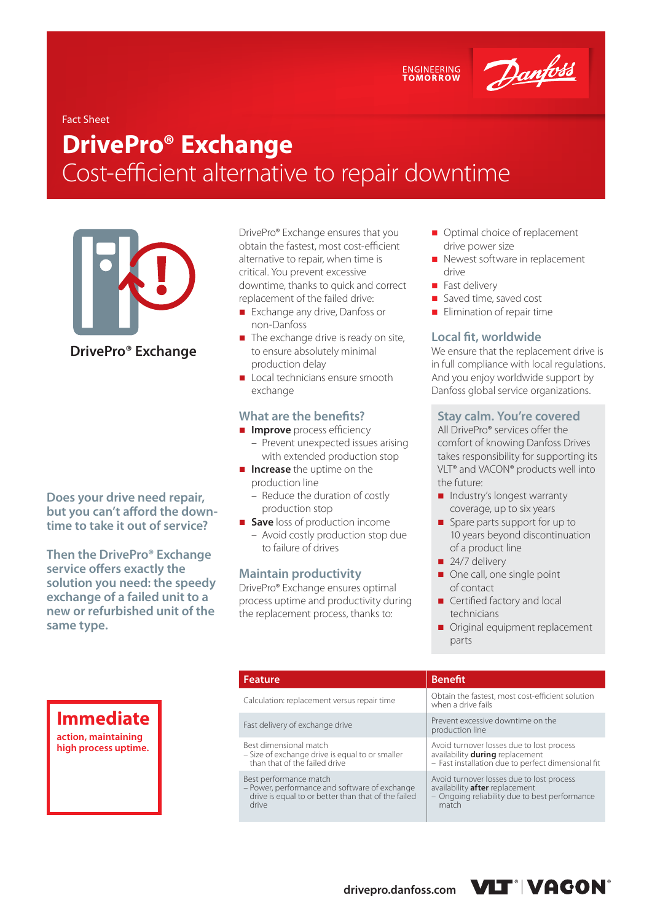Fact Sheet

# DrivePro® Exchange

## Cost-efficient alternative to repair downtime

**DrivePro® Exchange**

**Does your drive need repair, but you can't afford the downtime to take it out of service?**

**Then the DrivePro® Exchange service offers exactly the solution you need: the speedy exchange of a failed unit to a new or refurbished unit of the same type.**

DrivePro® Exchange ensures that you obtain the fastest, most cost-efficient alternative to repair, when time is critical. You prevent excessive downtime, thanks to quick and correct replacement of the failed drive:

- Exchange any drive, Danfoss or non-Danfoss
- The exchange drive is ready on site, to ensure absolutely minimal production delay
- Local technicians ensure smooth exchange

### What are the benefits?

- **Improve** process efficiency
  - Prevent unexpected issues arising with extended production stop
- **Increase** the uptime on the production line
  - Reduce the duration of costly production stop
- **Save** loss of production income
  - Avoid costly production stop due to failure of drives

### Maintain productivity

DrivePro® Exchange ensures optimal process uptime and productivity during the replacement process, thanks to:

- Optimal choice of replacement drive power size
- Newest software in replacement drive
- Fast delivery
- Saved time, saved cost
- Elimination of repair time

### Local fit, worldwide

We ensure that the replacement drive is in full compliance with local regulations. And you enjoy worldwide support by Danfoss global service organizations.

### Stay calm. You're covered

All DrivePro® services offer the comfort of knowing Danfoss Drives takes responsibility for supporting its VLT® and VACON® products well into the future:

- Industry's longest warranty coverage, up to six years
- Spare parts support for up to 10 years beyond discontinuation of a product line
- 24/7 delivery
- One call, one single point of contact
- Certified factory and local technicians
- Original equipment replacement parts

**Immediate** action, maintaining high process uptime.

| Feature | Benefit |
|---|---|
| Calculation: replacement versus repair time | Obtain the fastest, most cost-efficient solution when a drive fails |
| Fast delivery of exchange drive | Prevent excessive downtime on the production line |
| Best dimensional match<br>– Size of exchange drive is equal to or smaller than that of the failed drive | Avoid turnover losses due to lost process availability **during** replacement<br>– Fast installation due to perfect dimensional fit |
| Best performance match<br>– Power, performance and software of exchange drive is equal to or better than that of the failed drive | Avoid turnover losses due to lost process availability **after** replacement<br>– Ongoing reliability due to best performance match |

drivepro.danfoss.com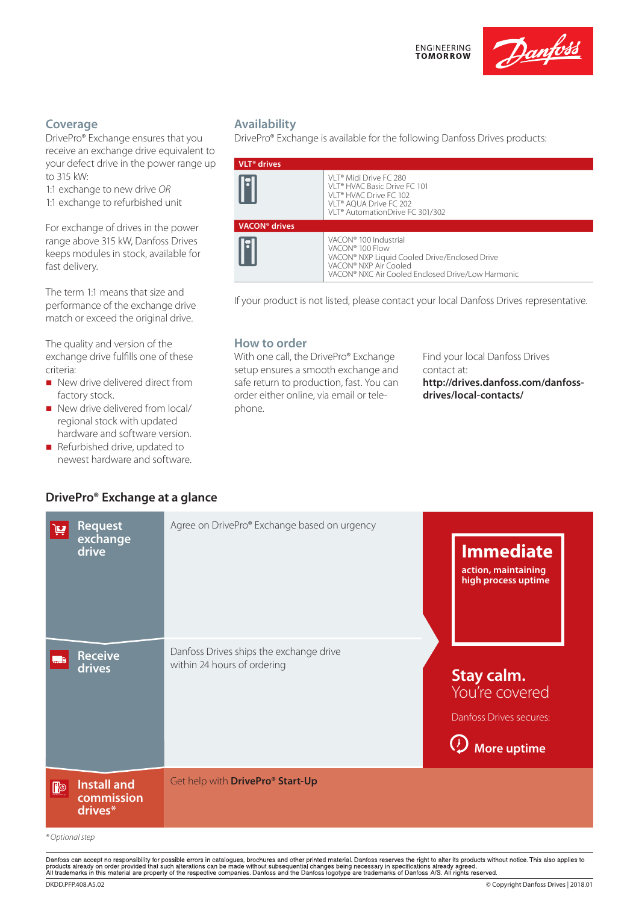## Coverage

DrivePro® Exchange ensures that you receive an exchange drive equivalent to your defect drive in the power range up to 315 kW:
1:1 exchange to new drive *OR*
1:1 exchange to refurbished unit

For exchange of drives in the power range above 315 kW, Danfoss Drives keeps modules in stock, available for fast delivery.

The term 1:1 means that size and performance of the exchange drive match or exceed the original drive.

The quality and version of the exchange drive fulfills one of these criteria:

- New drive delivered direct from factory stock.
- New drive delivered from local/ regional stock with updated hardware and software version.
- Refurbished drive, updated to newest hardware and software.

## Availability

DrivePro® Exchange is available for the following Danfoss Drives products:

| | |
|---|---|
| **VLT® drives** | |
| | VLT® Midi Drive FC 280<br>VLT® HVAC Basic Drive FC 101<br>VLT® HVAC Drive FC 102<br>VLT® AQUA Drive FC 202<br>VLT® AutomationDrive FC 301/302 |
| **VACON® drives** | |
| | VACON® 100 Industrial<br>VACON® 100 Flow<br>VACON® NXP Liquid Cooled Drive/Enclosed Drive<br>VACON® NXP Air Cooled<br>VACON® NXC Air Cooled Enclosed Drive/Low Harmonic |

If your product is not listed, please contact your local Danfoss Drives representative.

## How to order

With one call, the DrivePro® Exchange setup ensures a smooth exchange and safe return to production, fast. You can order either online, via email or telephone.

Find your local Danfoss Drives contact at:
**http://drives.danfoss.com/danfoss-drives/local-contacts/**

## DrivePro® Exchange at a glance

| | |
|---|---|
| **Request exchange drive** | Agree on DrivePro® Exchange based on urgency |
| **Receive drives** | Danfoss Drives ships the exchange drive within 24 hours of ordering |
| **Install and commission drives*** | Get help with **DrivePro® Start-Up** |

**Immediate**
**action, maintaining high process uptime**

**Stay calm.**
You're covered

Danfoss Drives secures:

**More uptime**

*\* Optional step*

Danfoss can accept no responsibility for possible errors in catalogues, brochures and other printed material. Danfoss reserves the right to alter its products without notice. This also applies to products already on order provided that such alterations can be made without subsequential changes being necessary in specifications already agreed. All trademarks in this material are property of the respective companies. Danfoss and the Danfoss logotype are trademarks of Danfoss A/S. All rights reserved.

DKDD.PFP.408.A5.02 © Copyright Danfoss Drives | 2018.01